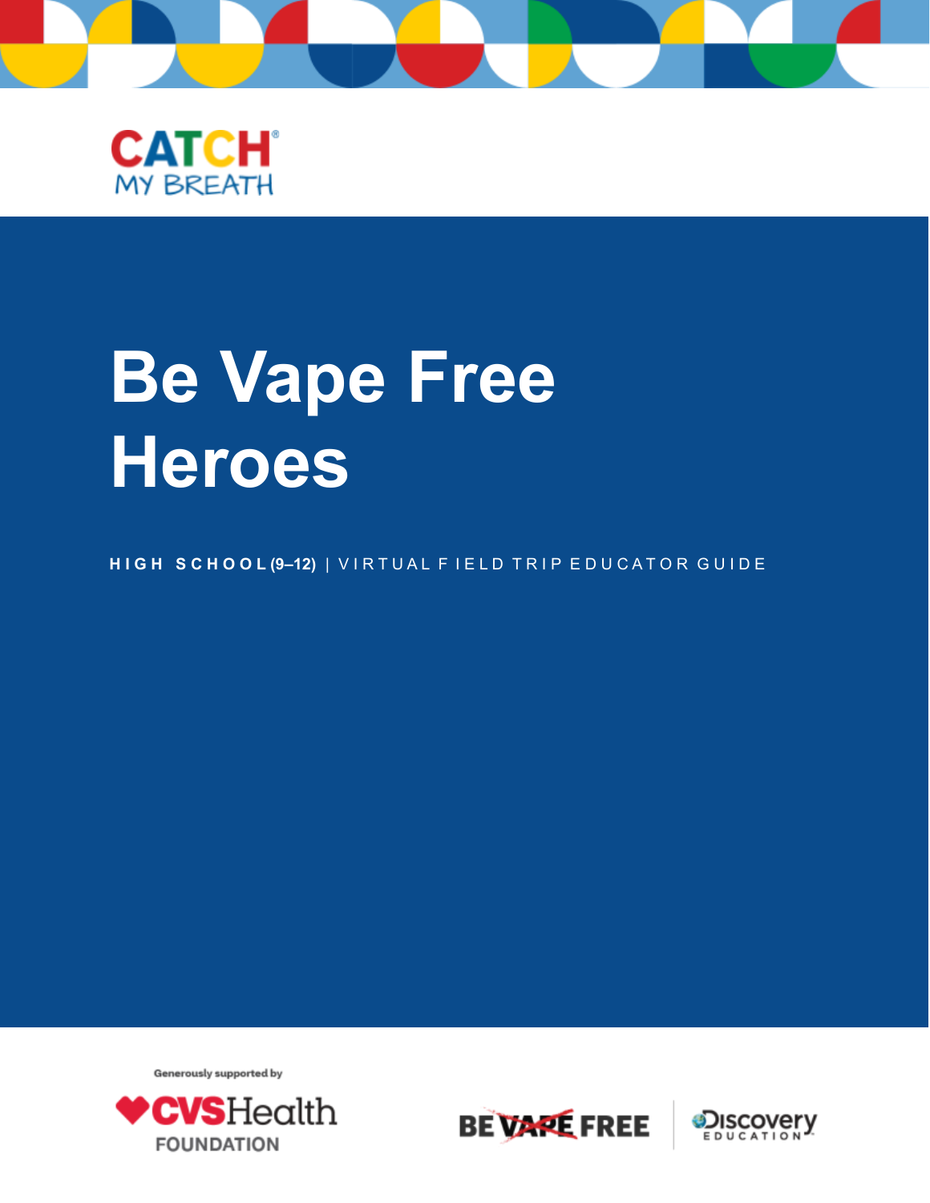CATCH
MY BREATH

# Be Vape Free Heroes

**HIGH SCHOOL (9–12)** | VIRTUAL FIELD TRIP EDUCATOR GUIDE

Generously supported by

CVS Health FOUNDATION

BE VAPE FREE

Discovery EDUCATION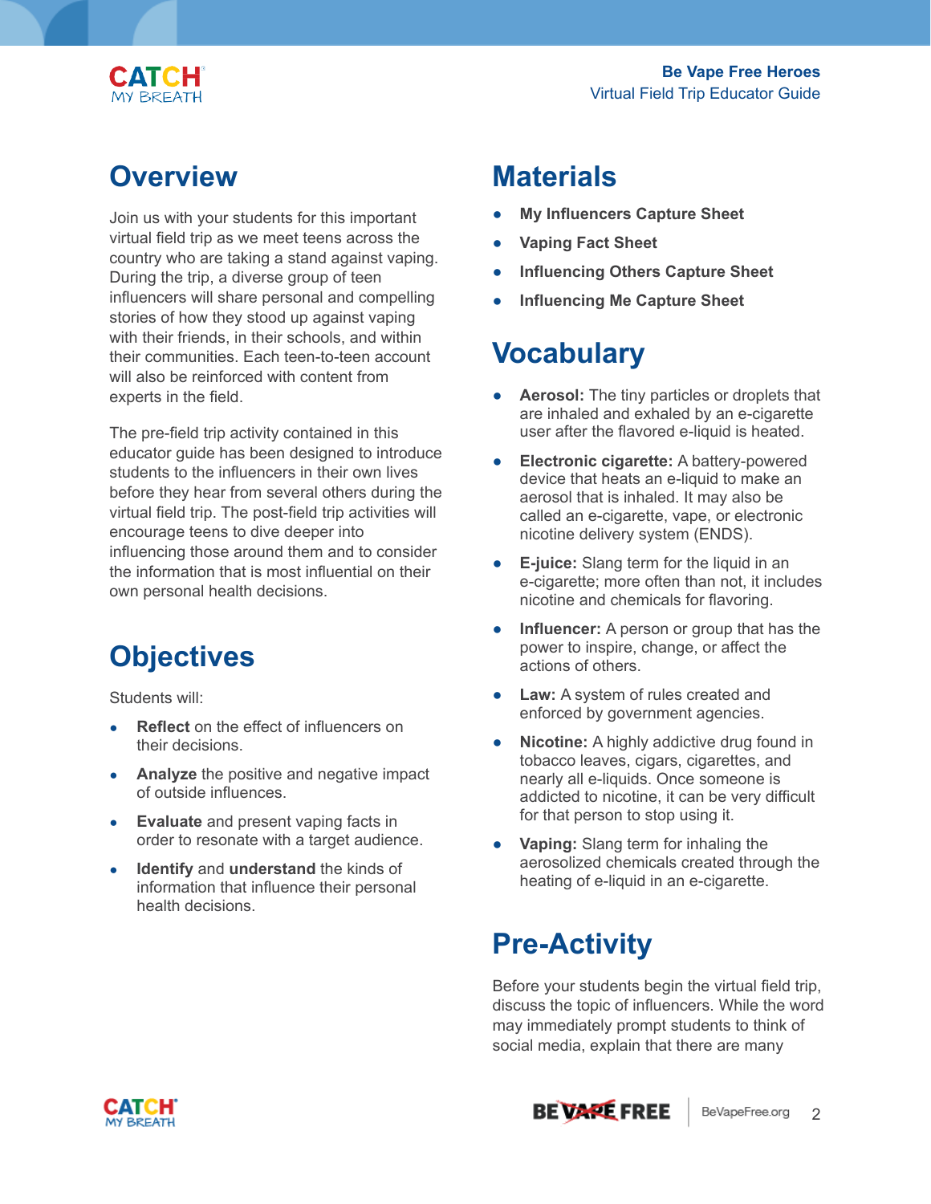## Overview

Join us with your students for this important virtual field trip as we meet teens across the country who are taking a stand against vaping. During the trip, a diverse group of teen influencers will share personal and compelling stories of how they stood up against vaping with their friends, in their schools, and within their communities. Each teen-to-teen account will also be reinforced with content from experts in the field.

The pre-field trip activity contained in this educator guide has been designed to introduce students to the influencers in their own lives before they hear from several others during the virtual field trip. The post-field trip activities will encourage teens to dive deeper into influencing those around them and to consider the information that is most influential on their own personal health decisions.

## Objectives

Students will:

- **Reflect** on the effect of influencers on their decisions.
- **Analyze** the positive and negative impact of outside influences.
- **Evaluate** and present vaping facts in order to resonate with a target audience.
- **Identify** and **understand** the kinds of information that influence their personal health decisions.

## Materials

- **My Influencers Capture Sheet**
- **Vaping Fact Sheet**
- **Influencing Others Capture Sheet**
- **Influencing Me Capture Sheet**

## Vocabulary

- **Aerosol:** The tiny particles or droplets that are inhaled and exhaled by an e-cigarette user after the flavored e-liquid is heated.
- **Electronic cigarette:** A battery-powered device that heats an e-liquid to make an aerosol that is inhaled. It may also be called an e-cigarette, vape, or electronic nicotine delivery system (ENDS).
- **E-juice:** Slang term for the liquid in an e-cigarette; more often than not, it includes nicotine and chemicals for flavoring.
- **Influencer:** A person or group that has the power to inspire, change, or affect the actions of others.
- **Law:** A system of rules created and enforced by government agencies.
- **Nicotine:** A highly addictive drug found in tobacco leaves, cigars, cigarettes, and nearly all e-liquids. Once someone is addicted to nicotine, it can be very difficult for that person to stop using it.
- **Vaping:** Slang term for inhaling the aerosolized chemicals created through the heating of e-liquid in an e-cigarette.

## Pre-Activity

Before your students begin the virtual field trip, discuss the topic of influencers. While the word may immediately prompt students to think of social media, explain that there are many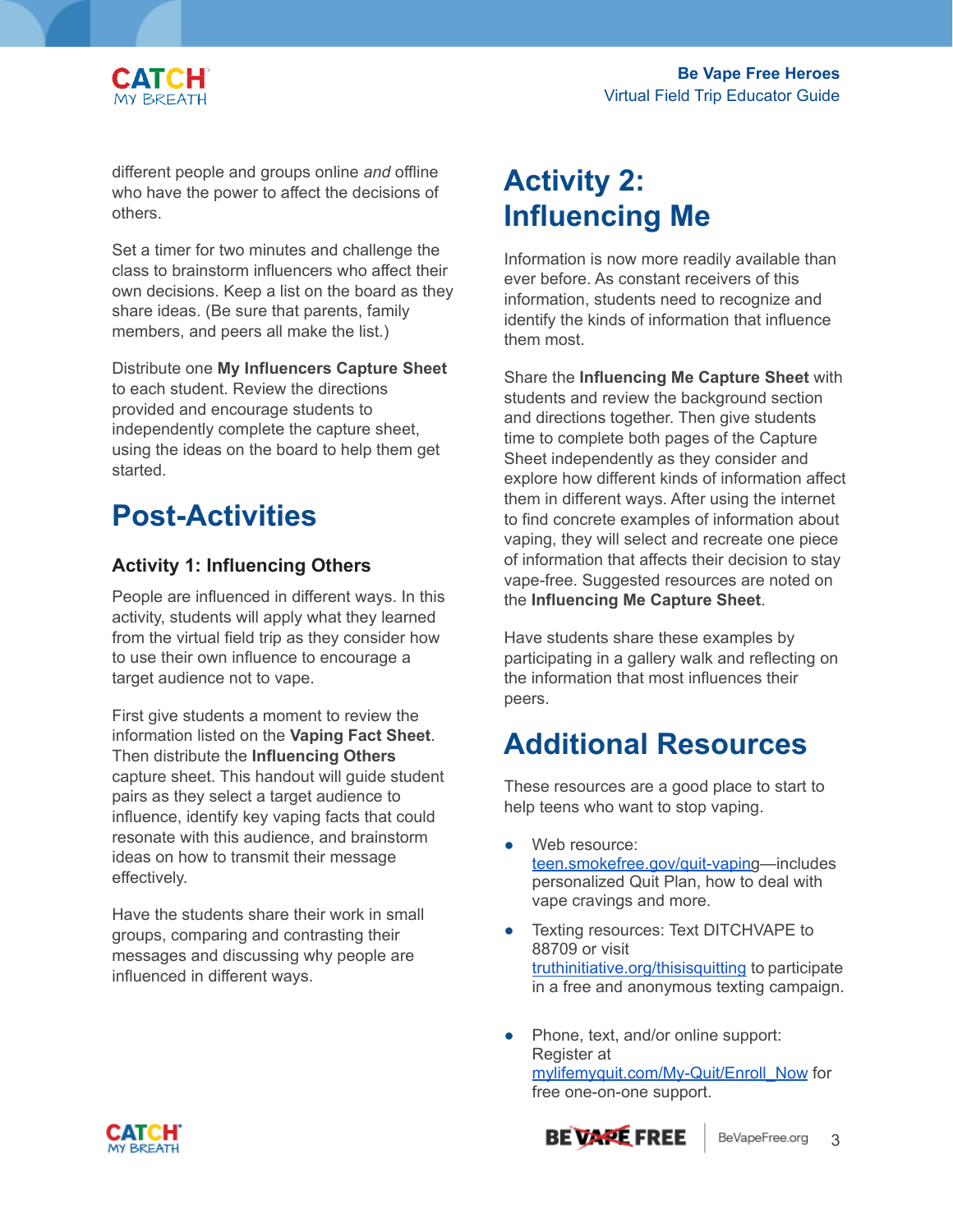different people and groups online *and* offline who have the power to affect the decisions of others.

Set a timer for two minutes and challenge the class to brainstorm influencers who affect their own decisions. Keep a list on the board as they share ideas. (Be sure that parents, family members, and peers all make the list.)

Distribute one **My Influencers Capture Sheet** to each student. Review the directions provided and encourage students to independently complete the capture sheet, using the ideas on the board to help them get started.

# Post-Activities

### Activity 1: Influencing Others

People are influenced in different ways. In this activity, students will apply what they learned from the virtual field trip as they consider how to use their own influence to encourage a target audience not to vape.

First give students a moment to review the information listed on the **Vaping Fact Sheet**. Then distribute the **Influencing Others** capture sheet. This handout will guide student pairs as they select a target audience to influence, identify key vaping facts that could resonate with this audience, and brainstorm ideas on how to transmit their message effectively.

Have the students share their work in small groups, comparing and contrasting their messages and discussing why people are influenced in different ways.

## Activity 2: Influencing Me

Information is now more readily available than ever before. As constant receivers of this information, students need to recognize and identify the kinds of information that influence them most.

Share the **Influencing Me Capture Sheet** with students and review the background section and directions together. Then give students time to complete both pages of the Capture Sheet independently as they consider and explore how different kinds of information affect them in different ways. After using the internet to find concrete examples of information about vaping, they will select and recreate one piece of information that affects their decision to stay vape-free. Suggested resources are noted on the **Influencing Me Capture Sheet**.

Have students share these examples by participating in a gallery walk and reflecting on the information that most influences their peers.

# Additional Resources

These resources are a good place to start to help teens who want to stop vaping.

- Web resource: teen.smokefree.gov/quit-vaping—includes personalized Quit Plan, how to deal with vape cravings and more.
- Texting resources: Text DITCHVAPE to 88709 or visit truthinitiative.org/thisisquitting to participate in a free and anonymous texting campaign.
- Phone, text, and/or online support: Register at mylifemyquit.com/My-Quit/Enroll_Now for free one-on-one support.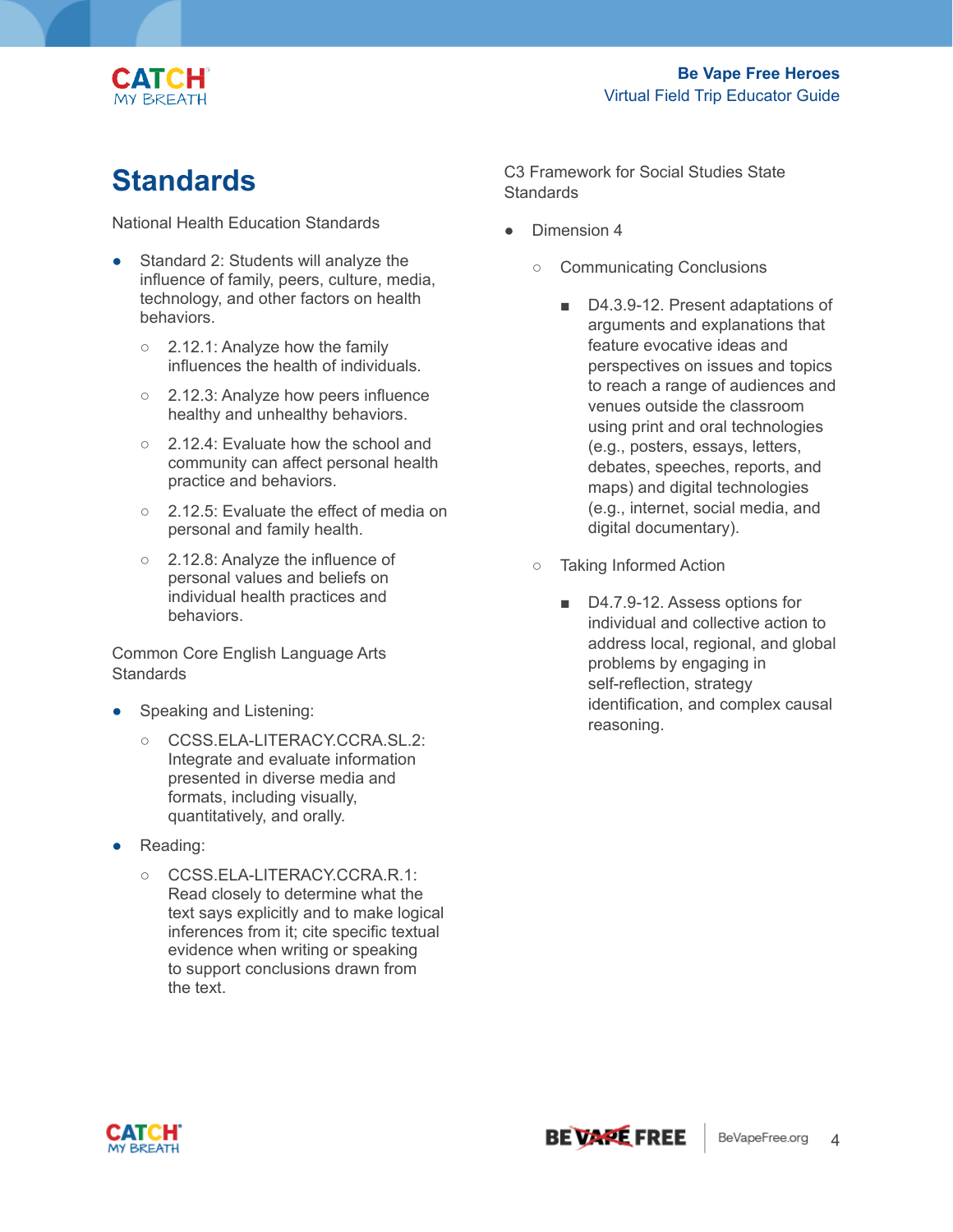# Standards

National Health Education Standards

- Standard 2: Students will analyze the influence of family, peers, culture, media, technology, and other factors on health behaviors.
  - 2.12.1: Analyze how the family influences the health of individuals.
  - 2.12.3: Analyze how peers influence healthy and unhealthy behaviors.
  - 2.12.4: Evaluate how the school and community can affect personal health practice and behaviors.
  - 2.12.5: Evaluate the effect of media on personal and family health.
  - 2.12.8: Analyze the influence of personal values and beliefs on individual health practices and behaviors.

Common Core English Language Arts Standards

- Speaking and Listening:
  - CCSS.ELA-LITERACY.CCRA.SL.2: Integrate and evaluate information presented in diverse media and formats, including visually, quantitatively, and orally.
- Reading:
  - CCSS.ELA-LITERACY.CCRA.R.1: Read closely to determine what the text says explicitly and to make logical inferences from it; cite specific textual evidence when writing or speaking to support conclusions drawn from the text.

C3 Framework for Social Studies State Standards

- Dimension 4
  - Communicating Conclusions
    - D4.3.9-12. Present adaptations of arguments and explanations that feature evocative ideas and perspectives on issues and topics to reach a range of audiences and venues outside the classroom using print and oral technologies (e.g., posters, essays, letters, debates, speeches, reports, and maps) and digital technologies (e.g., internet, social media, and digital documentary).
  - Taking Informed Action
    - D4.7.9-12. Assess options for individual and collective action to address local, regional, and global problems by engaging in self-reflection, strategy identification, and complex causal reasoning.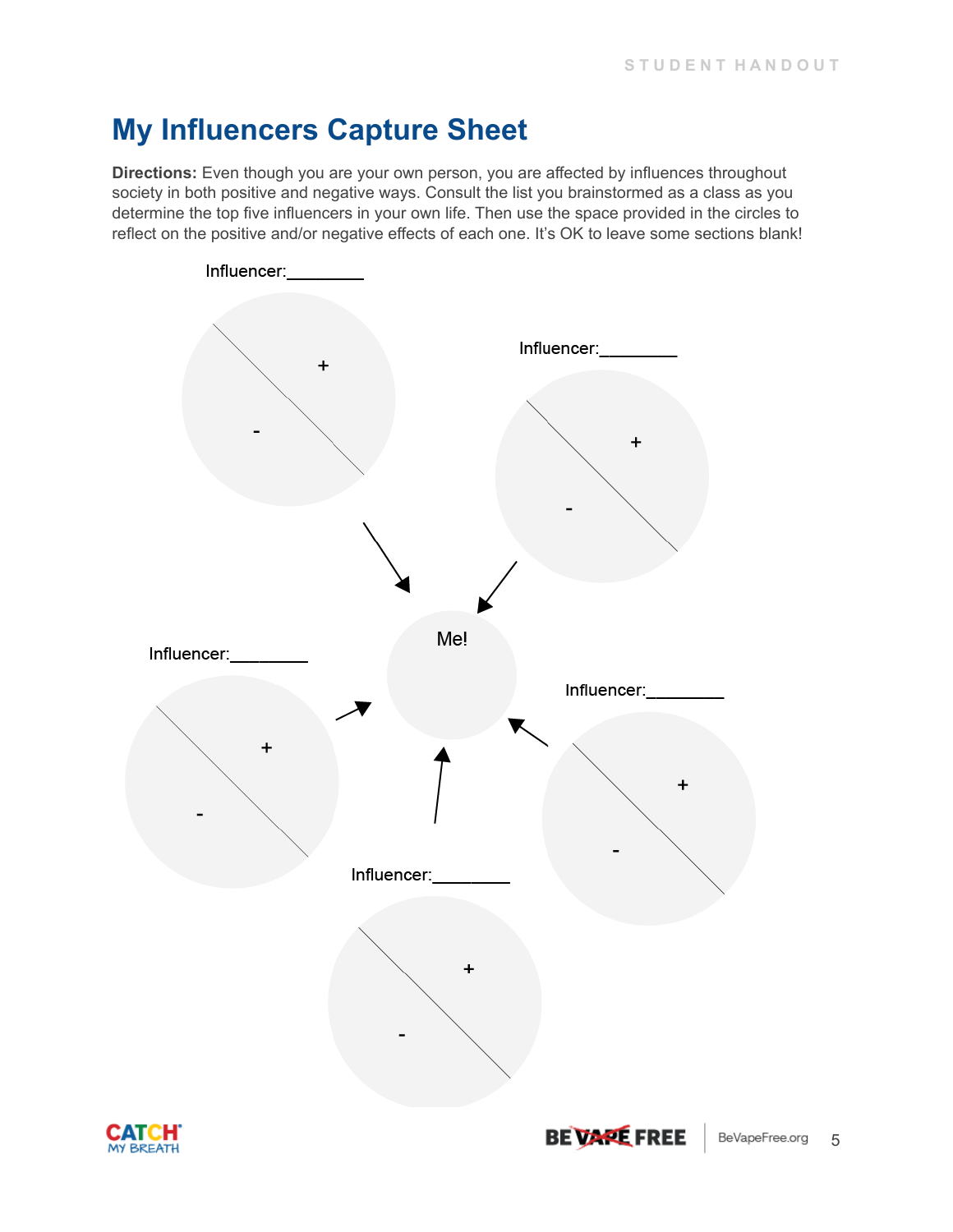# My Influencers Capture Sheet

**Directions:** Even though you are your own person, you are affected by influences throughout society in both positive and negative ways. Consult the list you brainstormed as a class as you determine the top five influencers in your own life. Then use the space provided in the circles to reflect on the positive and/or negative effects of each one. It's OK to leave some sections blank!

Influencer:________

+

-

Influencer:________

+

-

Me!

Influencer:________

+

-

Influencer:________

+

-

Influencer:________

+

-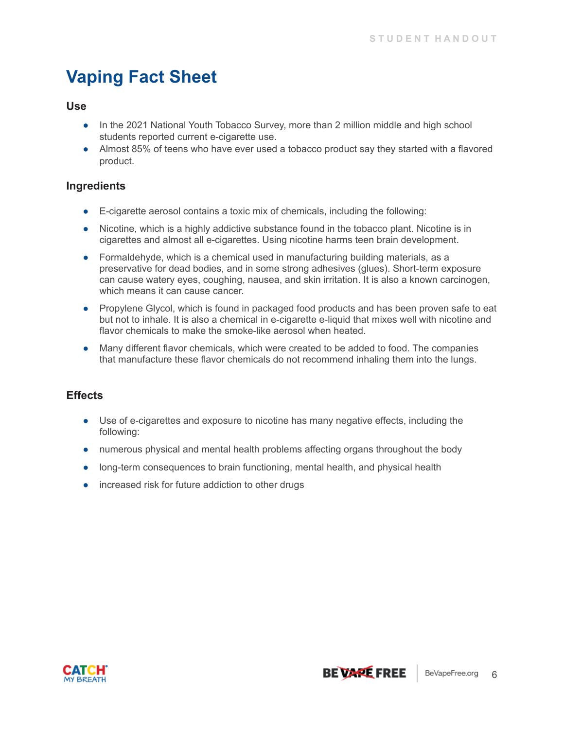# Vaping Fact Sheet

### Use

- In the 2021 National Youth Tobacco Survey, more than 2 million middle and high school students reported current e-cigarette use.
- Almost 85% of teens who have ever used a tobacco product say they started with a flavored product.

### Ingredients

- E-cigarette aerosol contains a toxic mix of chemicals, including the following:
- Nicotine, which is a highly addictive substance found in the tobacco plant. Nicotine is in cigarettes and almost all e-cigarettes. Using nicotine harms teen brain development.
- Formaldehyde, which is a chemical used in manufacturing building materials, as a preservative for dead bodies, and in some strong adhesives (glues). Short-term exposure can cause watery eyes, coughing, nausea, and skin irritation. It is also a known carcinogen, which means it can cause cancer.
- Propylene Glycol, which is found in packaged food products and has been proven safe to eat but not to inhale. It is also a chemical in e-cigarette e-liquid that mixes well with nicotine and flavor chemicals to make the smoke-like aerosol when heated.
- Many different flavor chemicals, which were created to be added to food. The companies that manufacture these flavor chemicals do not recommend inhaling them into the lungs.

### Effects

- Use of e-cigarettes and exposure to nicotine has many negative effects, including the following:
- numerous physical and mental health problems affecting organs throughout the body
- long-term consequences to brain functioning, mental health, and physical health
- increased risk for future addiction to other drugs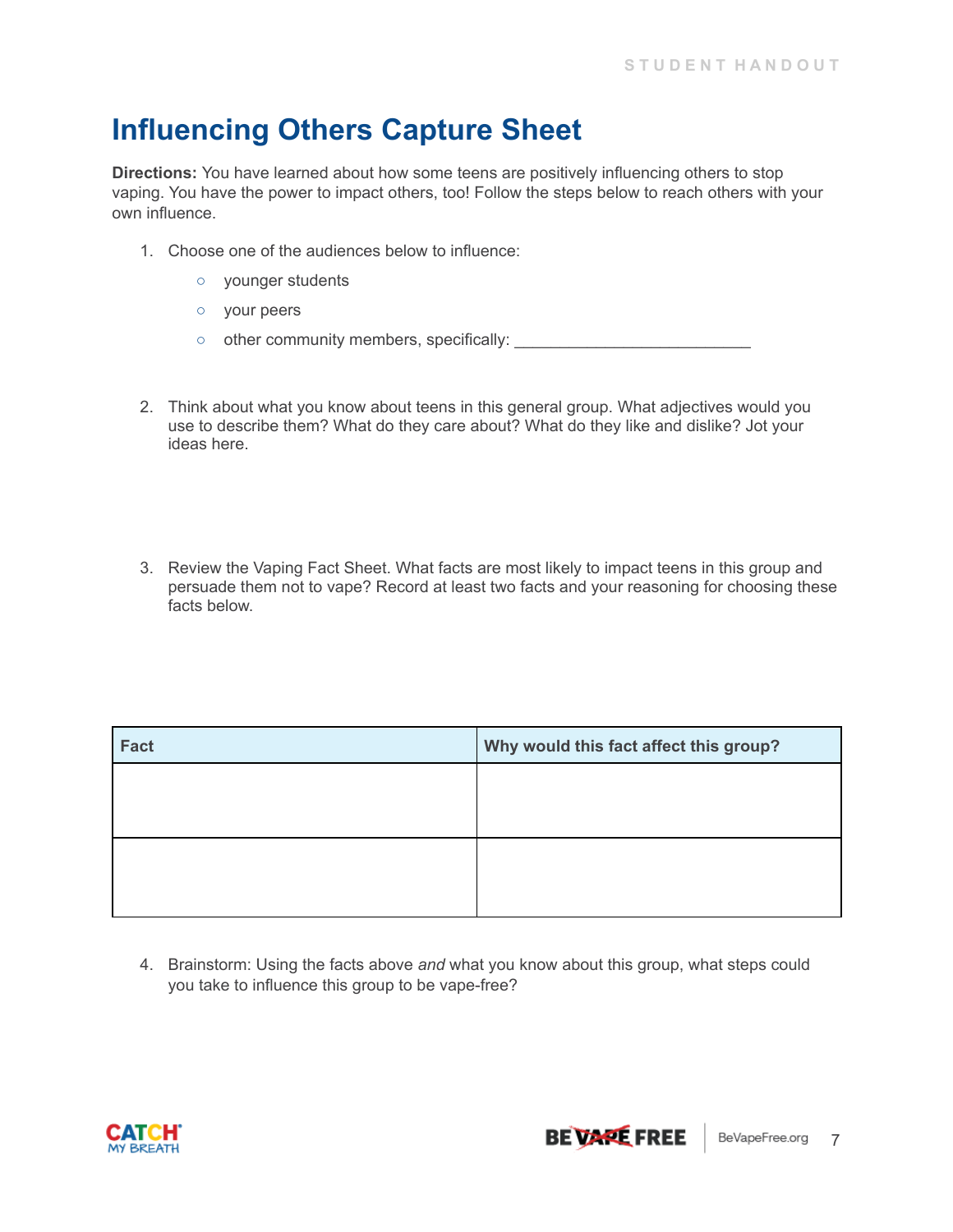# Influencing Others Capture Sheet

**Directions:** You have learned about how some teens are positively influencing others to stop vaping. You have the power to impact others, too! Follow the steps below to reach others with your own influence.

1. Choose one of the audiences below to influence:
   - younger students
   - your peers
   - other community members, specifically: ___________________________

2. Think about what you know about teens in this general group. What adjectives would you use to describe them? What do they care about? What do they like and dislike? Jot your ideas here.

3. Review the Vaping Fact Sheet. What facts are most likely to impact teens in this group and persuade them not to vape? Record at least two facts and your reasoning for choosing these facts below.

| Fact | Why would this fact affect this group? |
| --- | --- |
| | |
| | |

4. Brainstorm: Using the facts above *and* what you know about this group, what steps could you take to influence this group to be vape-free?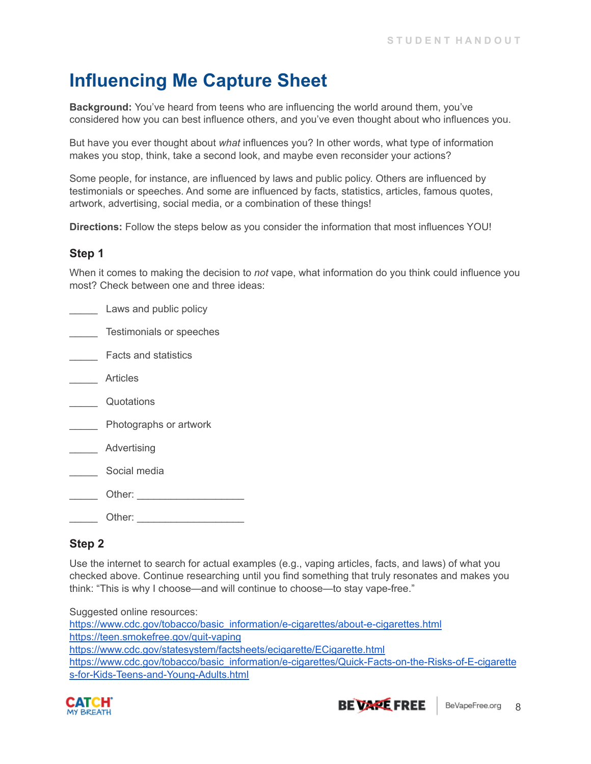STUDENT HANDOUT

# Influencing Me Capture Sheet

**Background:** You've heard from teens who are influencing the world around them, you've considered how you can best influence others, and you've even thought about who influences you.

But have you ever thought about *what* influences you? In other words, what type of information makes you stop, think, take a second look, and maybe even reconsider your actions?

Some people, for instance, are influenced by laws and public policy. Others are influenced by testimonials or speeches. And some are influenced by facts, statistics, articles, famous quotes, artwork, advertising, social media, or a combination of these things!

**Directions:** Follow the steps below as you consider the information that most influences YOU!

### Step 1

When it comes to making the decision to *not* vape, what information do you think could influence you most? Check between one and three ideas:

_____ Laws and public policy

_____ Testimonials or speeches

_____ Facts and statistics

_____ Articles

_____ Quotations

_____ Photographs or artwork

_____ Advertising

_____ Social media

_____ Other: ___________________

_____ Other: ___________________

### Step 2

Use the internet to search for actual examples (e.g., vaping articles, facts, and laws) of what you checked above. Continue researching until you find something that truly resonates and makes you think: "This is why I choose—and will continue to choose—to stay vape-free."

Suggested online resources:
https://www.cdc.gov/tobacco/basic_information/e-cigarettes/about-e-cigarettes.html
https://teen.smokefree.gov/quit-vaping
https://www.cdc.gov/statesystem/factsheets/ecigarette/ECigarette.html
https://www.cdc.gov/tobacco/basic_information/e-cigarettes/Quick-Facts-on-the-Risks-of-E-cigarettes-for-Kids-Teens-and-Young-Adults.html

CATCH MY BREATH — BE VAPE FREE | BeVapeFree.org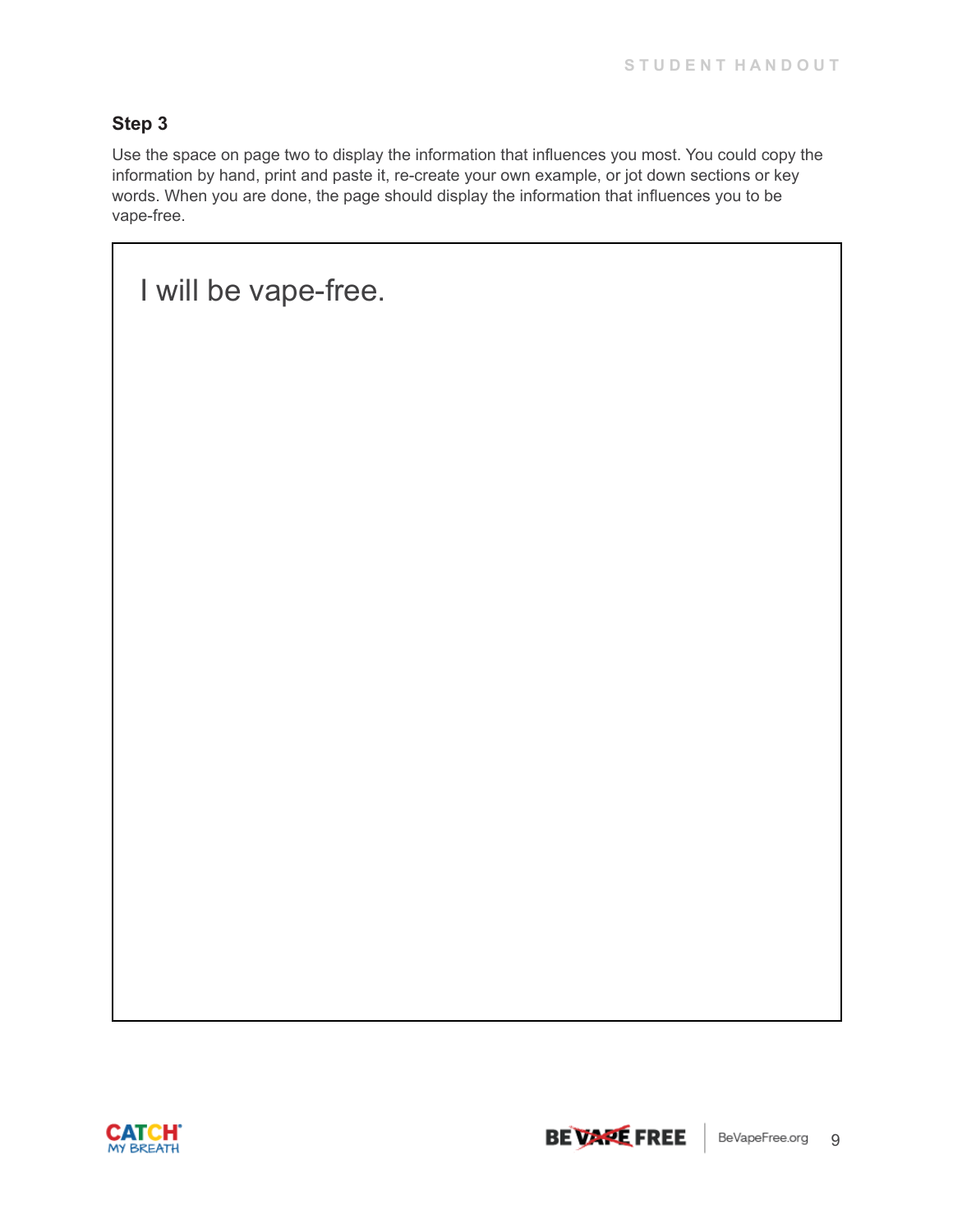### Step 3

Use the space on page two to display the information that influences you most. You could copy the information by hand, print and paste it, re-create your own example, or jot down sections or key words. When you are done, the page should display the information that influences you to be vape-free.

I will be vape-free.